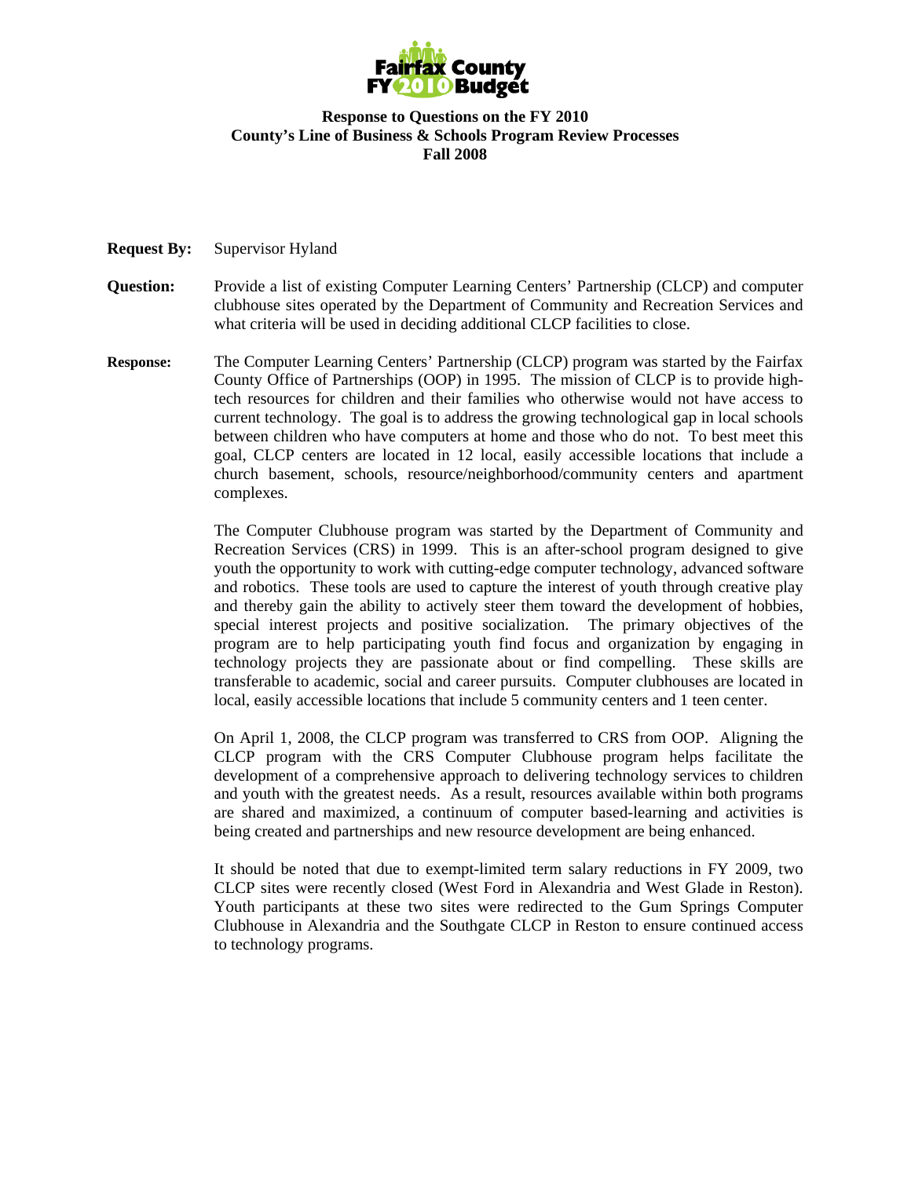**Fairfax County FY 2010 Budget**

**Response to Questions on the FY 2010**
**County's Line of Business & Schools Program Review Processes**
**Fall 2008**

**Request By:** Supervisor Hyland

**Question:** Provide a list of existing Computer Learning Centers' Partnership (CLCP) and computer clubhouse sites operated by the Department of Community and Recreation Services and what criteria will be used in deciding additional CLCP facilities to close.

**Response:** The Computer Learning Centers' Partnership (CLCP) program was started by the Fairfax County Office of Partnerships (OOP) in 1995. The mission of CLCP is to provide high-tech resources for children and their families who otherwise would not have access to current technology. The goal is to address the growing technological gap in local schools between children who have computers at home and those who do not. To best meet this goal, CLCP centers are located in 12 local, easily accessible locations that include a church basement, schools, resource/neighborhood/community centers and apartment complexes.

The Computer Clubhouse program was started by the Department of Community and Recreation Services (CRS) in 1999. This is an after-school program designed to give youth the opportunity to work with cutting-edge computer technology, advanced software and robotics. These tools are used to capture the interest of youth through creative play and thereby gain the ability to actively steer them toward the development of hobbies, special interest projects and positive socialization. The primary objectives of the program are to help participating youth find focus and organization by engaging in technology projects they are passionate about or find compelling. These skills are transferable to academic, social and career pursuits. Computer clubhouses are located in local, easily accessible locations that include 5 community centers and 1 teen center.

On April 1, 2008, the CLCP program was transferred to CRS from OOP. Aligning the CLCP program with the CRS Computer Clubhouse program helps facilitate the development of a comprehensive approach to delivering technology services to children and youth with the greatest needs. As a result, resources available within both programs are shared and maximized, a continuum of computer based-learning and activities is being created and partnerships and new resource development are being enhanced.

It should be noted that due to exempt-limited term salary reductions in FY 2009, two CLCP sites were recently closed (West Ford in Alexandria and West Glade in Reston). Youth participants at these two sites were redirected to the Gum Springs Computer Clubhouse in Alexandria and the Southgate CLCP in Reston to ensure continued access to technology programs.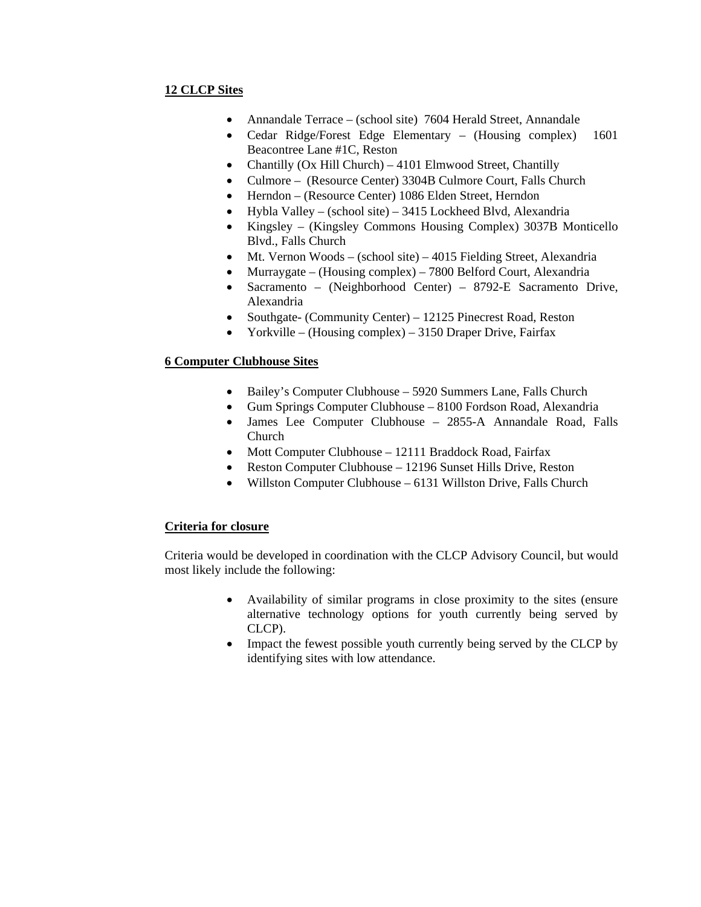**12 CLCP Sites**

- Annandale Terrace – (school site) 7604 Herald Street, Annandale
- Cedar Ridge/Forest Edge Elementary – (Housing complex) 1601 Beacontree Lane #1C, Reston
- Chantilly (Ox Hill Church) – 4101 Elmwood Street, Chantilly
- Culmore – (Resource Center) 3304B Culmore Court, Falls Church
- Herndon – (Resource Center) 1086 Elden Street, Herndon
- Hybla Valley – (school site) – 3415 Lockheed Blvd, Alexandria
- Kingsley – (Kingsley Commons Housing Complex) 3037B Monticello Blvd., Falls Church
- Mt. Vernon Woods – (school site) – 4015 Fielding Street, Alexandria
- Murraygate – (Housing complex) – 7800 Belford Court, Alexandria
- Sacramento – (Neighborhood Center) – 8792-E Sacramento Drive, Alexandria
- Southgate- (Community Center) – 12125 Pinecrest Road, Reston
- Yorkville – (Housing complex) – 3150 Draper Drive, Fairfax

**6 Computer Clubhouse Sites**

- Bailey's Computer Clubhouse – 5920 Summers Lane, Falls Church
- Gum Springs Computer Clubhouse – 8100 Fordson Road, Alexandria
- James Lee Computer Clubhouse – 2855-A Annandale Road, Falls Church
- Mott Computer Clubhouse – 12111 Braddock Road, Fairfax
- Reston Computer Clubhouse – 12196 Sunset Hills Drive, Reston
- Willston Computer Clubhouse – 6131 Willston Drive, Falls Church

**Criteria for closure**

Criteria would be developed in coordination with the CLCP Advisory Council, but would most likely include the following:

- Availability of similar programs in close proximity to the sites (ensure alternative technology options for youth currently being served by CLCP).
- Impact the fewest possible youth currently being served by the CLCP by identifying sites with low attendance.